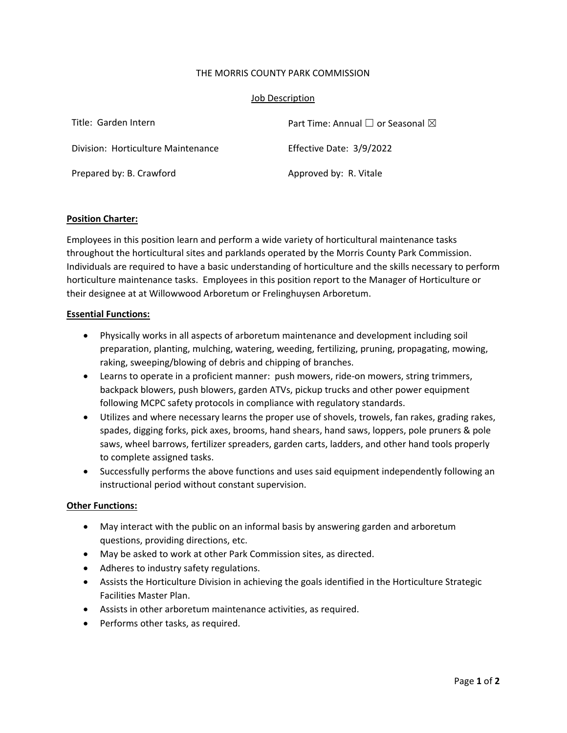THE MORRIS COUNTY PARK COMMISSION

Job Description

| | |
|---|---|
| Title: Garden Intern | Part Time: Annual ☐ or Seasonal ☒ |
| Division: Horticulture Maintenance | Effective Date: 3/9/2022 |
| Prepared by: B. Crawford | Approved by: R. Vitale |

**Position Charter:**

Employees in this position learn and perform a wide variety of horticultural maintenance tasks throughout the horticultural sites and parklands operated by the Morris County Park Commission. Individuals are required to have a basic understanding of horticulture and the skills necessary to perform horticulture maintenance tasks. Employees in this position report to the Manager of Horticulture or their designee at at Willowwood Arboretum or Frelinghuysen Arboretum.

**Essential Functions:**

- Physically works in all aspects of arboretum maintenance and development including soil preparation, planting, mulching, watering, weeding, fertilizing, pruning, propagating, mowing, raking, sweeping/blowing of debris and chipping of branches.
- Learns to operate in a proficient manner: push mowers, ride-on mowers, string trimmers, backpack blowers, push blowers, garden ATVs, pickup trucks and other power equipment following MCPC safety protocols in compliance with regulatory standards.
- Utilizes and where necessary learns the proper use of shovels, trowels, fan rakes, grading rakes, spades, digging forks, pick axes, brooms, hand shears, hand saws, loppers, pole pruners & pole saws, wheel barrows, fertilizer spreaders, garden carts, ladders, and other hand tools properly to complete assigned tasks.
- Successfully performs the above functions and uses said equipment independently following an instructional period without constant supervision.

**Other Functions:**

- May interact with the public on an informal basis by answering garden and arboretum questions, providing directions, etc.
- May be asked to work at other Park Commission sites, as directed.
- Adheres to industry safety regulations.
- Assists the Horticulture Division in achieving the goals identified in the Horticulture Strategic Facilities Master Plan.
- Assists in other arboretum maintenance activities, as required.
- Performs other tasks, as required.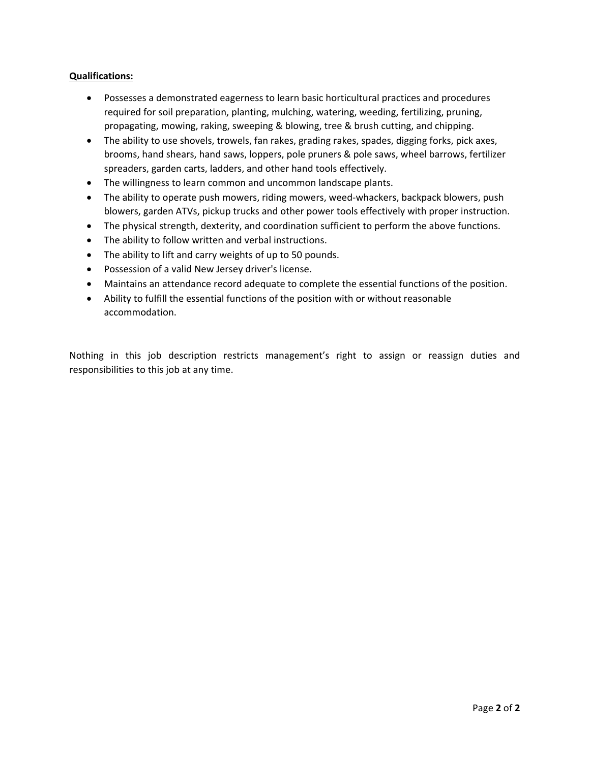**Qualifications:**

- Possesses a demonstrated eagerness to learn basic horticultural practices and procedures required for soil preparation, planting, mulching, watering, weeding, fertilizing, pruning, propagating, mowing, raking, sweeping & blowing, tree & brush cutting, and chipping.
- The ability to use shovels, trowels, fan rakes, grading rakes, spades, digging forks, pick axes, brooms, hand shears, hand saws, loppers, pole pruners & pole saws, wheel barrows, fertilizer spreaders, garden carts, ladders, and other hand tools effectively.
- The willingness to learn common and uncommon landscape plants.
- The ability to operate push mowers, riding mowers, weed-whackers, backpack blowers, push blowers, garden ATVs, pickup trucks and other power tools effectively with proper instruction.
- The physical strength, dexterity, and coordination sufficient to perform the above functions.
- The ability to follow written and verbal instructions.
- The ability to lift and carry weights of up to 50 pounds.
- Possession of a valid New Jersey driver's license.
- Maintains an attendance record adequate to complete the essential functions of the position.
- Ability to fulfill the essential functions of the position with or without reasonable accommodation.

Nothing in this job description restricts management's right to assign or reassign duties and responsibilities to this job at any time.